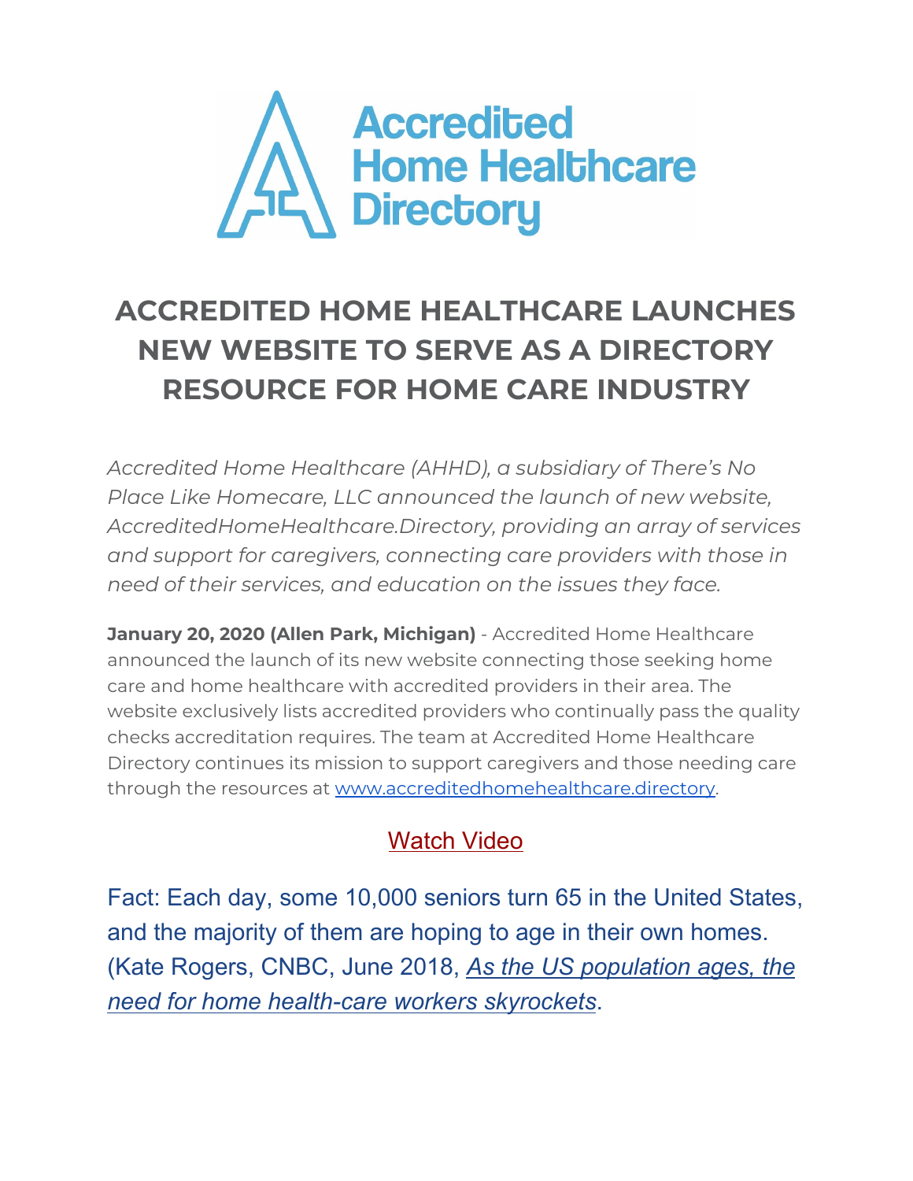# ACCREDITED HOME HEALTHCARE LAUNCHES NEW WEBSITE TO SERVE AS A DIRECTORY RESOURCE FOR HOME CARE INDUSTRY

*Accredited Home Healthcare (AHHD), a subsidiary of There's No Place Like Homecare, LLC announced the launch of new website, AccreditedHomeHealthcare.Directory, providing an array of services and support for caregivers, connecting care providers with those in need of their services, and education on the issues they face.*

**January 20, 2020 (Allen Park, Michigan)** - Accredited Home Healthcare announced the launch of its new website connecting those seeking home care and home healthcare with accredited providers in their area. The website exclusively lists accredited providers who continually pass the quality checks accreditation requires. The team at Accredited Home Healthcare Directory continues its mission to support caregivers and those needing care through the resources at www.accreditedhomehealthcare.directory.

Watch Video

Fact: Each day, some 10,000 seniors turn 65 in the United States, and the majority of them are hoping to age in their own homes. (Kate Rogers, CNBC, June 2018, *As the US population ages, the need for home health-care workers skyrockets*.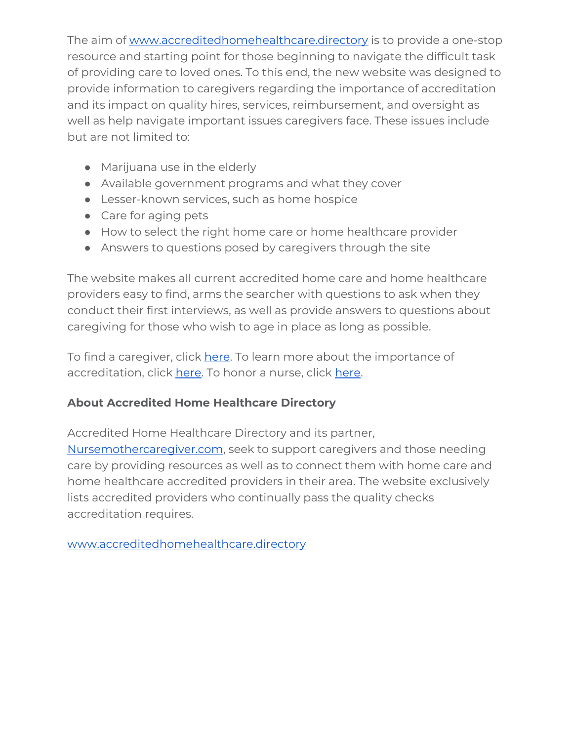The aim of www.accreditedhomehealthcare.directory is to provide a one-stop resource and starting point for those beginning to navigate the difficult task of providing care to loved ones. To this end, the new website was designed to provide information to caregivers regarding the importance of accreditation and its impact on quality hires, services, reimbursement, and oversight as well as help navigate important issues caregivers face. These issues include but are not limited to:

- Marijuana use in the elderly
- Available government programs and what they cover
- Lesser-known services, such as home hospice
- Care for aging pets
- How to select the right home care or home healthcare provider
- Answers to questions posed by caregivers through the site

The website makes all current accredited home care and home healthcare providers easy to find, arms the searcher with questions to ask when they conduct their first interviews, as well as provide answers to questions about caregiving for those who wish to age in place as long as possible.

To find a caregiver, click here. To learn more about the importance of accreditation, click here. To honor a nurse, click here.

**About Accredited Home Healthcare Directory**

Accredited Home Healthcare Directory and its partner, Nursemothercaregiver.com, seek to support caregivers and those needing care by providing resources as well as to connect them with home care and home healthcare accredited providers in their area. The website exclusively lists accredited providers who continually pass the quality checks accreditation requires.

www.accreditedhomehealthcare.directory